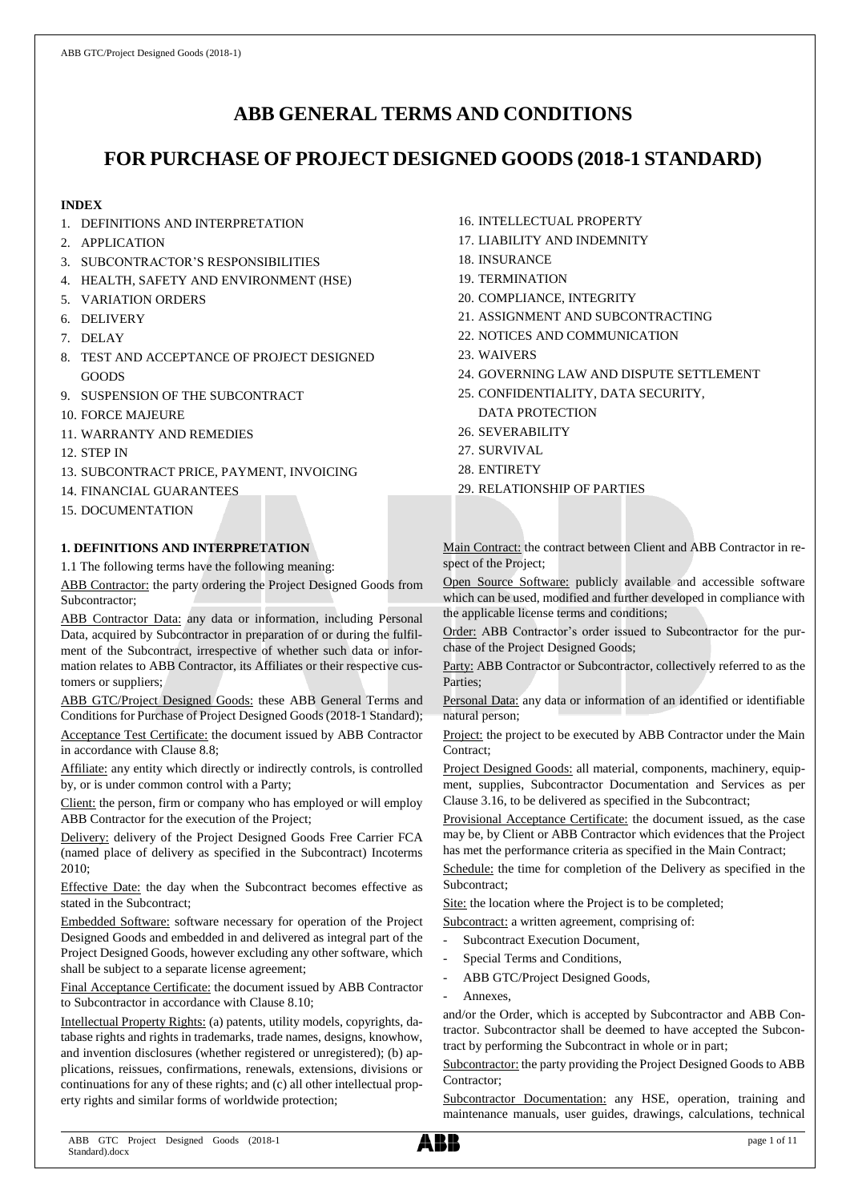# ABB GENERAL TERMS AND CONDITIONS

# FOR PURCHASE OF PROJECT DESIGNED GOODS (2018-1 STANDARD)

**INDEX**

1. DEFINITIONS AND INTERPRETATION
2. APPLICATION
3. SUBCONTRACTOR'S RESPONSIBILITIES
4. HEALTH, SAFETY AND ENVIRONMENT (HSE)
5. VARIATION ORDERS
6. DELIVERY
7. DELAY
8. TEST AND ACCEPTANCE OF PROJECT DESIGNED GOODS
9. SUSPENSION OF THE SUBCONTRACT
10. FORCE MAJEURE
11. WARRANTY AND REMEDIES
12. STEP IN
13. SUBCONTRACT PRICE, PAYMENT, INVOICING
14. FINANCIAL GUARANTEES
15. DOCUMENTATION
16. INTELLECTUAL PROPERTY
17. LIABILITY AND INDEMNITY
18. INSURANCE
19. TERMINATION
20. COMPLIANCE, INTEGRITY
21. ASSIGNMENT AND SUBCONTRACTING
22. NOTICES AND COMMUNICATION
23. WAIVERS
24. GOVERNING LAW AND DISPUTE SETTLEMENT
25. CONFIDENTIALITY, DATA SECURITY, DATA PROTECTION
26. SEVERABILITY
27. SURVIVAL
28. ENTIRETY
29. RELATIONSHIP OF PARTIES

## 1. DEFINITIONS AND INTERPRETATION

1.1 The following terms have the following meaning:

ABB Contractor: the party ordering the Project Designed Goods from Subcontractor;

ABB Contractor Data: any data or information, including Personal Data, acquired by Subcontractor in preparation of or during the fulfilment of the Subcontract, irrespective of whether such data or information relates to ABB Contractor, its Affiliates or their respective customers or suppliers;

ABB GTC/Project Designed Goods: these ABB General Terms and Conditions for Purchase of Project Designed Goods (2018-1 Standard);

Acceptance Test Certificate: the document issued by ABB Contractor in accordance with Clause 8.8;

Affiliate: any entity which directly or indirectly controls, is controlled by, or is under common control with a Party;

Client: the person, firm or company who has employed or will employ ABB Contractor for the execution of the Project;

Delivery: delivery of the Project Designed Goods Free Carrier FCA (named place of delivery as specified in the Subcontract) Incoterms 2010;

Effective Date: the day when the Subcontract becomes effective as stated in the Subcontract;

Embedded Software: software necessary for operation of the Project Designed Goods and embedded in and delivered as integral part of the Project Designed Goods, however excluding any other software, which shall be subject to a separate license agreement;

Final Acceptance Certificate: the document issued by ABB Contractor to Subcontractor in accordance with Clause 8.10;

Intellectual Property Rights: (a) patents, utility models, copyrights, database rights and rights in trademarks, trade names, designs, knowhow, and invention disclosures (whether registered or unregistered); (b) applications, reissues, confirmations, renewals, extensions, divisions or continuations for any of these rights; and (c) all other intellectual property rights and similar forms of worldwide protection;

Main Contract: the contract between Client and ABB Contractor in respect of the Project;

Open Source Software: publicly available and accessible software which can be used, modified and further developed in compliance with the applicable license terms and conditions;

Order: ABB Contractor's order issued to Subcontractor for the purchase of the Project Designed Goods;

Party: ABB Contractor or Subcontractor, collectively referred to as the Parties;

Personal Data: any data or information of an identified or identifiable natural person;

Project: the project to be executed by ABB Contractor under the Main Contract;

Project Designed Goods: all material, components, machinery, equipment, supplies, Subcontractor Documentation and Services as per Clause 3.16, to be delivered as specified in the Subcontract;

Provisional Acceptance Certificate: the document issued, as the case may be, by Client or ABB Contractor which evidences that the Project has met the performance criteria as specified in the Main Contract;

Schedule: the time for completion of the Delivery as specified in the Subcontract;

Site: the location where the Project is to be completed;

Subcontract: a written agreement, comprising of:

- Subcontract Execution Document,
- Special Terms and Conditions,
- ABB GTC/Project Designed Goods,
- Annexes,

and/or the Order, which is accepted by Subcontractor and ABB Contractor. Subcontractor shall be deemed to have accepted the Subcontract by performing the Subcontract in whole or in part;

Subcontractor: the party providing the Project Designed Goods to ABB Contractor;

Subcontractor Documentation: any HSE, operation, training and maintenance manuals, user guides, drawings, calculations, technical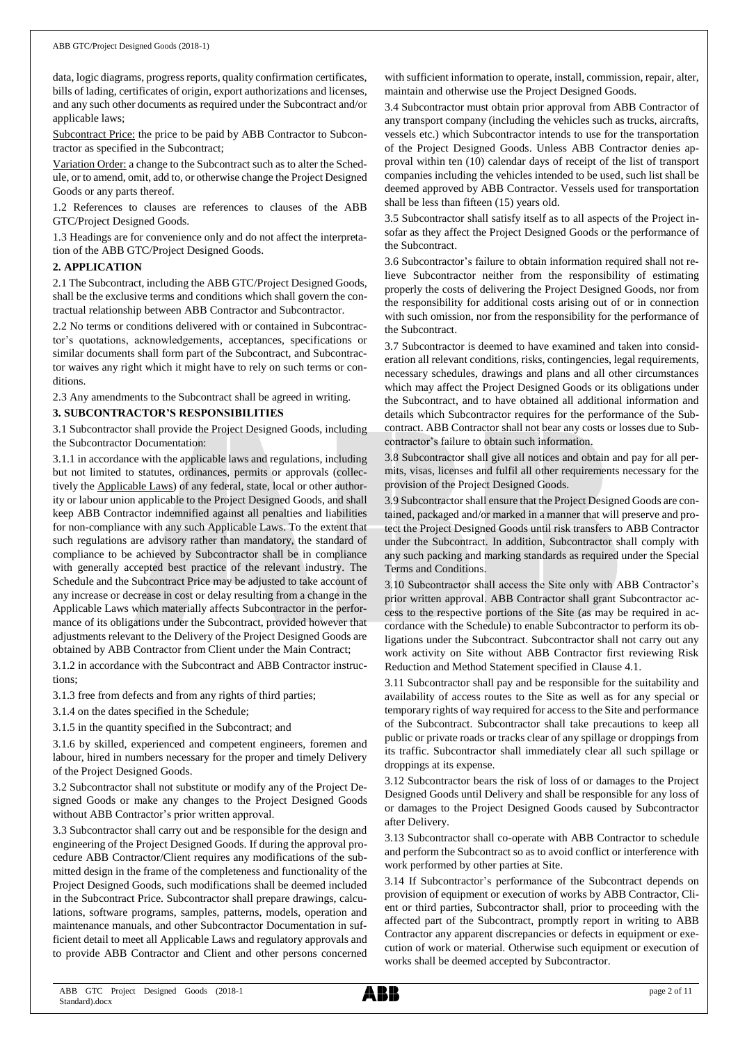data, logic diagrams, progress reports, quality confirmation certificates, bills of lading, certificates of origin, export authorizations and licenses, and any such other documents as required under the Subcontract and/or applicable laws;

Subcontract Price: the price to be paid by ABB Contractor to Subcontractor as specified in the Subcontract;

Variation Order: a change to the Subcontract such as to alter the Schedule, or to amend, omit, add to, or otherwise change the Project Designed Goods or any parts thereof.

1.2 References to clauses are references to clauses of the ABB GTC/Project Designed Goods.

1.3 Headings are for convenience only and do not affect the interpretation of the ABB GTC/Project Designed Goods.

## 2. APPLICATION

2.1 The Subcontract, including the ABB GTC/Project Designed Goods, shall be the exclusive terms and conditions which shall govern the contractual relationship between ABB Contractor and Subcontractor.

2.2 No terms or conditions delivered with or contained in Subcontractor's quotations, acknowledgements, acceptances, specifications or similar documents shall form part of the Subcontract, and Subcontractor waives any right which it might have to rely on such terms or conditions.

2.3 Any amendments to the Subcontract shall be agreed in writing.

## 3. SUBCONTRACTOR'S RESPONSIBILITIES

3.1 Subcontractor shall provide the Project Designed Goods, including the Subcontractor Documentation:

3.1.1 in accordance with the applicable laws and regulations, including but not limited to statutes, ordinances, permits or approvals (collectively the Applicable Laws) of any federal, state, local or other authority or labour union applicable to the Project Designed Goods, and shall keep ABB Contractor indemnified against all penalties and liabilities for non-compliance with any such Applicable Laws. To the extent that such regulations are advisory rather than mandatory, the standard of compliance to be achieved by Subcontractor shall be in compliance with generally accepted best practice of the relevant industry. The Schedule and the Subcontract Price may be adjusted to take account of any increase or decrease in cost or delay resulting from a change in the Applicable Laws which materially affects Subcontractor in the performance of its obligations under the Subcontract, provided however that adjustments relevant to the Delivery of the Project Designed Goods are obtained by ABB Contractor from Client under the Main Contract;

3.1.2 in accordance with the Subcontract and ABB Contractor instructions;

3.1.3 free from defects and from any rights of third parties;

3.1.4 on the dates specified in the Schedule;

3.1.5 in the quantity specified in the Subcontract; and

3.1.6 by skilled, experienced and competent engineers, foremen and labour, hired in numbers necessary for the proper and timely Delivery of the Project Designed Goods.

3.2 Subcontractor shall not substitute or modify any of the Project Designed Goods or make any changes to the Project Designed Goods without ABB Contractor's prior written approval.

3.3 Subcontractor shall carry out and be responsible for the design and engineering of the Project Designed Goods. If during the approval procedure ABB Contractor/Client requires any modifications of the submitted design in the frame of the completeness and functionality of the Project Designed Goods, such modifications shall be deemed included in the Subcontract Price. Subcontractor shall prepare drawings, calculations, software programs, samples, patterns, models, operation and maintenance manuals, and other Subcontractor Documentation in sufficient detail to meet all Applicable Laws and regulatory approvals and to provide ABB Contractor and Client and other persons concerned with sufficient information to operate, install, commission, repair, alter, maintain and otherwise use the Project Designed Goods.

3.4 Subcontractor must obtain prior approval from ABB Contractor of any transport company (including the vehicles such as trucks, aircrafts, vessels etc.) which Subcontractor intends to use for the transportation of the Project Designed Goods. Unless ABB Contractor denies approval within ten (10) calendar days of receipt of the list of transport companies including the vehicles intended to be used, such list shall be deemed approved by ABB Contractor. Vessels used for transportation shall be less than fifteen (15) years old.

3.5 Subcontractor shall satisfy itself as to all aspects of the Project insofar as they affect the Project Designed Goods or the performance of the Subcontract.

3.6 Subcontractor's failure to obtain information required shall not relieve Subcontractor neither from the responsibility of estimating properly the costs of delivering the Project Designed Goods, nor from the responsibility for additional costs arising out of or in connection with such omission, nor from the responsibility for the performance of the Subcontract.

3.7 Subcontractor is deemed to have examined and taken into consideration all relevant conditions, risks, contingencies, legal requirements, necessary schedules, drawings and plans and all other circumstances which may affect the Project Designed Goods or its obligations under the Subcontract, and to have obtained all additional information and details which Subcontractor requires for the performance of the Subcontract. ABB Contractor shall not bear any costs or losses due to Subcontractor's failure to obtain such information.

3.8 Subcontractor shall give all notices and obtain and pay for all permits, visas, licenses and fulfil all other requirements necessary for the provision of the Project Designed Goods.

3.9 Subcontractor shall ensure that the Project Designed Goods are contained, packaged and/or marked in a manner that will preserve and protect the Project Designed Goods until risk transfers to ABB Contractor under the Subcontract. In addition, Subcontractor shall comply with any such packing and marking standards as required under the Special Terms and Conditions.

3.10 Subcontractor shall access the Site only with ABB Contractor's prior written approval. ABB Contractor shall grant Subcontractor access to the respective portions of the Site (as may be required in accordance with the Schedule) to enable Subcontractor to perform its obligations under the Subcontract. Subcontractor shall not carry out any work activity on Site without ABB Contractor first reviewing Risk Reduction and Method Statement specified in Clause 4.1.

3.11 Subcontractor shall pay and be responsible for the suitability and availability of access routes to the Site as well as for any special or temporary rights of way required for access to the Site and performance of the Subcontract. Subcontractor shall take precautions to keep all public or private roads or tracks clear of any spillage or droppings from its traffic. Subcontractor shall immediately clear all such spillage or droppings at its expense.

3.12 Subcontractor bears the risk of loss of or damages to the Project Designed Goods until Delivery and shall be responsible for any loss of or damages to the Project Designed Goods caused by Subcontractor after Delivery.

3.13 Subcontractor shall co-operate with ABB Contractor to schedule and perform the Subcontract so as to avoid conflict or interference with work performed by other parties at Site.

3.14 If Subcontractor's performance of the Subcontract depends on provision of equipment or execution of works by ABB Contractor, Client or third parties, Subcontractor shall, prior to proceeding with the affected part of the Subcontract, promptly report in writing to ABB Contractor any apparent discrepancies or defects in equipment or execution of work or material. Otherwise such equipment or execution of works shall be deemed accepted by Subcontractor.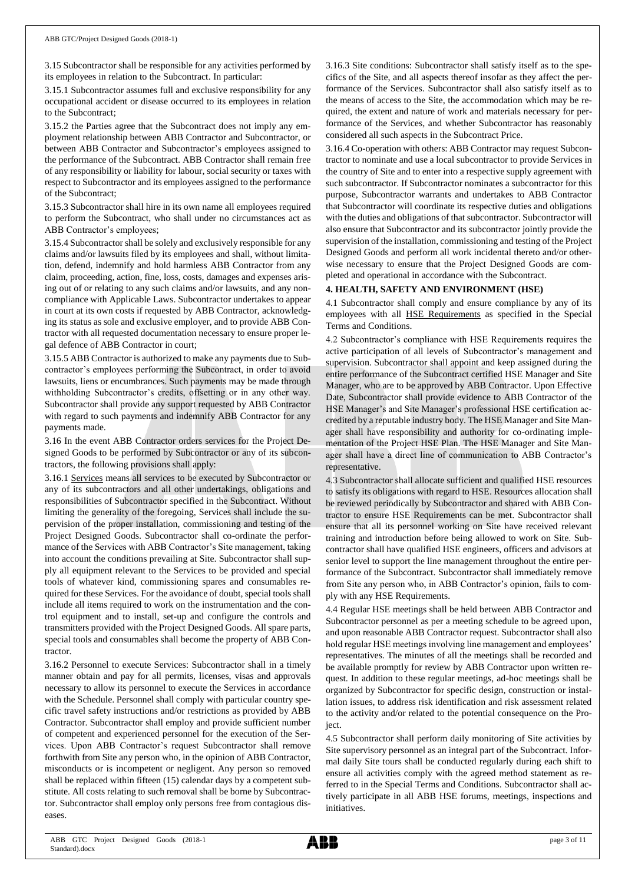3.15 Subcontractor shall be responsible for any activities performed by its employees in relation to the Subcontract. In particular:

3.15.1 Subcontractor assumes full and exclusive responsibility for any occupational accident or disease occurred to its employees in relation to the Subcontract;

3.15.2 the Parties agree that the Subcontract does not imply any employment relationship between ABB Contractor and Subcontractor, or between ABB Contractor and Subcontractor's employees assigned to the performance of the Subcontract. ABB Contractor shall remain free of any responsibility or liability for labour, social security or taxes with respect to Subcontractor and its employees assigned to the performance of the Subcontract;

3.15.3 Subcontractor shall hire in its own name all employees required to perform the Subcontract, who shall under no circumstances act as ABB Contractor's employees;

3.15.4 Subcontractor shall be solely and exclusively responsible for any claims and/or lawsuits filed by its employees and shall, without limitation, defend, indemnify and hold harmless ABB Contractor from any claim, proceeding, action, fine, loss, costs, damages and expenses arising out of or relating to any such claims and/or lawsuits, and any noncompliance with Applicable Laws. Subcontractor undertakes to appear in court at its own costs if requested by ABB Contractor, acknowledging its status as sole and exclusive employer, and to provide ABB Contractor with all requested documentation necessary to ensure proper legal defence of ABB Contractor in court;

3.15.5 ABB Contractor is authorized to make any payments due to Subcontractor's employees performing the Subcontract, in order to avoid lawsuits, liens or encumbrances. Such payments may be made through withholding Subcontractor's credits, offsetting or in any other way. Subcontractor shall provide any support requested by ABB Contractor with regard to such payments and indemnify ABB Contractor for any payments made.

3.16 In the event ABB Contractor orders services for the Project Designed Goods to be performed by Subcontractor or any of its subcontractors, the following provisions shall apply:

3.16.1 Services means all services to be executed by Subcontractor or any of its subcontractors and all other undertakings, obligations and responsibilities of Subcontractor specified in the Subcontract. Without limiting the generality of the foregoing, Services shall include the supervision of the proper installation, commissioning and testing of the Project Designed Goods. Subcontractor shall co-ordinate the performance of the Services with ABB Contractor's Site management, taking into account the conditions prevailing at Site. Subcontractor shall supply all equipment relevant to the Services to be provided and special tools of whatever kind, commissioning spares and consumables required for these Services. For the avoidance of doubt, special tools shall include all items required to work on the instrumentation and the control equipment and to install, set-up and configure the controls and transmitters provided with the Project Designed Goods. All spare parts, special tools and consumables shall become the property of ABB Contractor.

3.16.2 Personnel to execute Services: Subcontractor shall in a timely manner obtain and pay for all permits, licenses, visas and approvals necessary to allow its personnel to execute the Services in accordance with the Schedule. Personnel shall comply with particular country specific travel safety instructions and/or restrictions as provided by ABB Contractor. Subcontractor shall employ and provide sufficient number of competent and experienced personnel for the execution of the Services. Upon ABB Contractor's request Subcontractor shall remove forthwith from Site any person who, in the opinion of ABB Contractor, misconducts or is incompetent or negligent. Any person so removed shall be replaced within fifteen (15) calendar days by a competent substitute. All costs relating to such removal shall be borne by Subcontractor. Subcontractor shall employ only persons free from contagious diseases.

3.16.3 Site conditions: Subcontractor shall satisfy itself as to the specifics of the Site, and all aspects thereof insofar as they affect the performance of the Services. Subcontractor shall also satisfy itself as to the means of access to the Site, the accommodation which may be required, the extent and nature of work and materials necessary for performance of the Services, and whether Subcontractor has reasonably considered all such aspects in the Subcontract Price.

3.16.4 Co-operation with others: ABB Contractor may request Subcontractor to nominate and use a local subcontractor to provide Services in the country of Site and to enter into a respective supply agreement with such subcontractor. If Subcontractor nominates a subcontractor for this purpose, Subcontractor warrants and undertakes to ABB Contractor that Subcontractor will coordinate its respective duties and obligations with the duties and obligations of that subcontractor. Subcontractor will also ensure that Subcontractor and its subcontractor jointly provide the supervision of the installation, commissioning and testing of the Project Designed Goods and perform all work incidental thereto and/or otherwise necessary to ensure that the Project Designed Goods are completed and operational in accordance with the Subcontract.

## 4. HEALTH, SAFETY AND ENVIRONMENT (HSE)

4.1 Subcontractor shall comply and ensure compliance by any of its employees with all HSE Requirements as specified in the Special Terms and Conditions.

4.2 Subcontractor's compliance with HSE Requirements requires the active participation of all levels of Subcontractor's management and supervision. Subcontractor shall appoint and keep assigned during the entire performance of the Subcontract certified HSE Manager and Site Manager, who are to be approved by ABB Contractor. Upon Effective Date, Subcontractor shall provide evidence to ABB Contractor of the HSE Manager's and Site Manager's professional HSE certification accredited by a reputable industry body. The HSE Manager and Site Manager shall have responsibility and authority for co-ordinating implementation of the Project HSE Plan. The HSE Manager and Site Manager shall have a direct line of communication to ABB Contractor's representative.

4.3 Subcontractor shall allocate sufficient and qualified HSE resources to satisfy its obligations with regard to HSE. Resources allocation shall be reviewed periodically by Subcontractor and shared with ABB Contractor to ensure HSE Requirements can be met. Subcontractor shall ensure that all its personnel working on Site have received relevant training and introduction before being allowed to work on Site. Subcontractor shall have qualified HSE engineers, officers and advisors at senior level to support the line management throughout the entire performance of the Subcontract. Subcontractor shall immediately remove from Site any person who, in ABB Contractor's opinion, fails to comply with any HSE Requirements.

4.4 Regular HSE meetings shall be held between ABB Contractor and Subcontractor personnel as per a meeting schedule to be agreed upon, and upon reasonable ABB Contractor request. Subcontractor shall also hold regular HSE meetings involving line management and employees' representatives. The minutes of all the meetings shall be recorded and be available promptly for review by ABB Contractor upon written request. In addition to these regular meetings, ad-hoc meetings shall be organized by Subcontractor for specific design, construction or installation issues, to address risk identification and risk assessment related to the activity and/or related to the potential consequence on the Project.

4.5 Subcontractor shall perform daily monitoring of Site activities by Site supervisory personnel as an integral part of the Subcontract. Informal daily Site tours shall be conducted regularly during each shift to ensure all activities comply with the agreed method statement as referred to in the Special Terms and Conditions. Subcontractor shall actively participate in all ABB HSE forums, meetings, inspections and initiatives.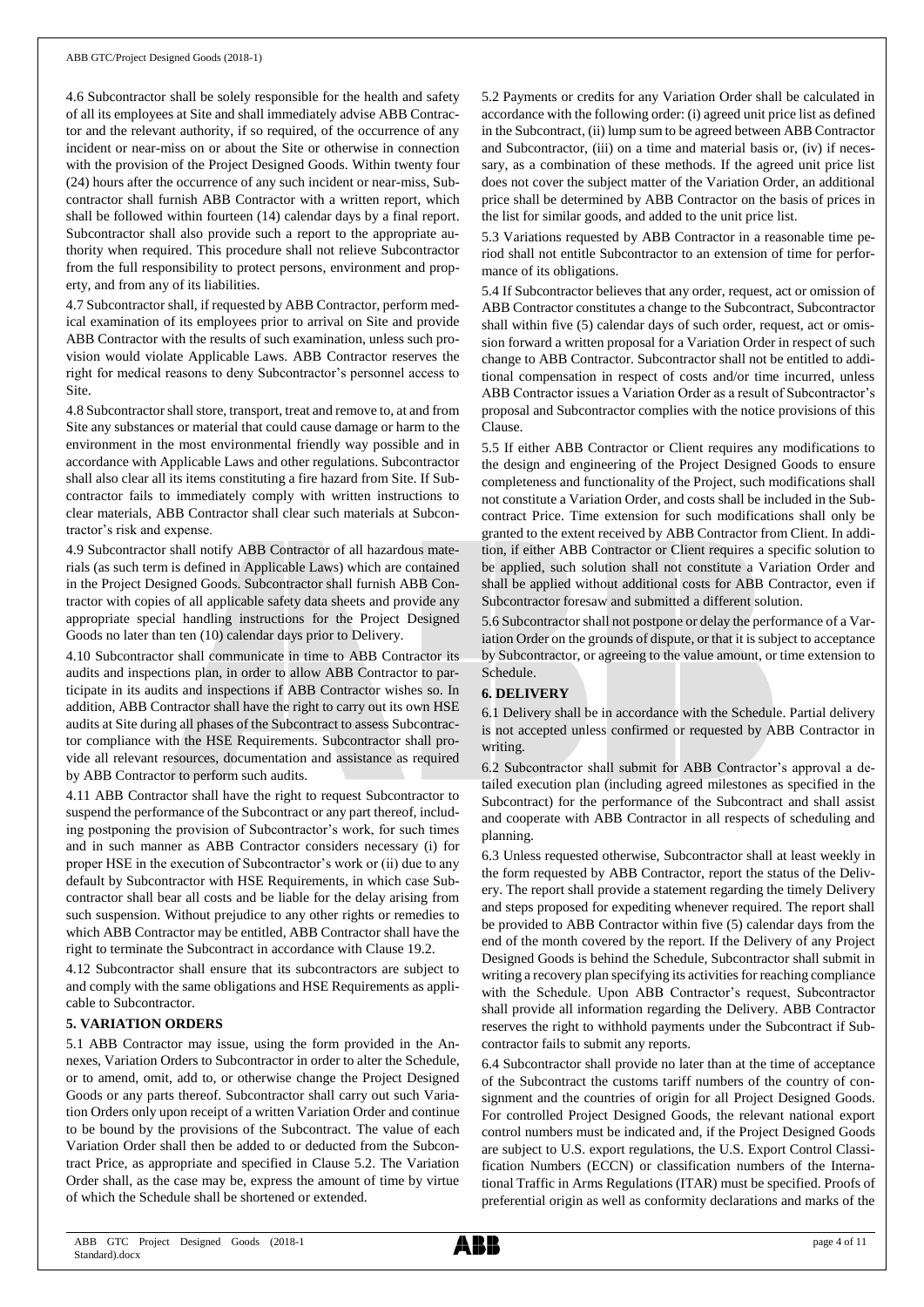4.6 Subcontractor shall be solely responsible for the health and safety of all its employees at Site and shall immediately advise ABB Contractor and the relevant authority, if so required, of the occurrence of any incident or near-miss on or about the Site or otherwise in connection with the provision of the Project Designed Goods. Within twenty four (24) hours after the occurrence of any such incident or near-miss, Subcontractor shall furnish ABB Contractor with a written report, which shall be followed within fourteen (14) calendar days by a final report. Subcontractor shall also provide such a report to the appropriate authority when required. This procedure shall not relieve Subcontractor from the full responsibility to protect persons, environment and property, and from any of its liabilities.

4.7 Subcontractor shall, if requested by ABB Contractor, perform medical examination of its employees prior to arrival on Site and provide ABB Contractor with the results of such examination, unless such provision would violate Applicable Laws. ABB Contractor reserves the right for medical reasons to deny Subcontractor's personnel access to Site.

4.8 Subcontractor shall store, transport, treat and remove to, at and from Site any substances or material that could cause damage or harm to the environment in the most environmental friendly way possible and in accordance with Applicable Laws and other regulations. Subcontractor shall also clear all its items constituting a fire hazard from Site. If Subcontractor fails to immediately comply with written instructions to clear materials, ABB Contractor shall clear such materials at Subcontractor's risk and expense.

4.9 Subcontractor shall notify ABB Contractor of all hazardous materials (as such term is defined in Applicable Laws) which are contained in the Project Designed Goods. Subcontractor shall furnish ABB Contractor with copies of all applicable safety data sheets and provide any appropriate special handling instructions for the Project Designed Goods no later than ten (10) calendar days prior to Delivery.

4.10 Subcontractor shall communicate in time to ABB Contractor its audits and inspections plan, in order to allow ABB Contractor to participate in its audits and inspections if ABB Contractor wishes so. In addition, ABB Contractor shall have the right to carry out its own HSE audits at Site during all phases of the Subcontract to assess Subcontractor compliance with the HSE Requirements. Subcontractor shall provide all relevant resources, documentation and assistance as required by ABB Contractor to perform such audits.

4.11 ABB Contractor shall have the right to request Subcontractor to suspend the performance of the Subcontract or any part thereof, including postponing the provision of Subcontractor's work, for such times and in such manner as ABB Contractor considers necessary (i) for proper HSE in the execution of Subcontractor's work or (ii) due to any default by Subcontractor with HSE Requirements, in which case Subcontractor shall bear all costs and be liable for the delay arising from such suspension. Without prejudice to any other rights or remedies to which ABB Contractor may be entitled, ABB Contractor shall have the right to terminate the Subcontract in accordance with Clause 19.2.

4.12 Subcontractor shall ensure that its subcontractors are subject to and comply with the same obligations and HSE Requirements as applicable to Subcontractor.

## 5. VARIATION ORDERS

5.1 ABB Contractor may issue, using the form provided in the Annexes, Variation Orders to Subcontractor in order to alter the Schedule, or to amend, omit, add to, or otherwise change the Project Designed Goods or any parts thereof. Subcontractor shall carry out such Variation Orders only upon receipt of a written Variation Order and continue to be bound by the provisions of the Subcontract. The value of each Variation Order shall then be added to or deducted from the Subcontract Price, as appropriate and specified in Clause 5.2. The Variation Order shall, as the case may be, express the amount of time by virtue of which the Schedule shall be shortened or extended.

5.2 Payments or credits for any Variation Order shall be calculated in accordance with the following order: (i) agreed unit price list as defined in the Subcontract, (ii) lump sum to be agreed between ABB Contractor and Subcontractor, (iii) on a time and material basis or, (iv) if necessary, as a combination of these methods. If the agreed unit price list does not cover the subject matter of the Variation Order, an additional price shall be determined by ABB Contractor on the basis of prices in the list for similar goods, and added to the unit price list.

5.3 Variations requested by ABB Contractor in a reasonable time period shall not entitle Subcontractor to an extension of time for performance of its obligations.

5.4 If Subcontractor believes that any order, request, act or omission of ABB Contractor constitutes a change to the Subcontract, Subcontractor shall within five (5) calendar days of such order, request, act or omission forward a written proposal for a Variation Order in respect of such change to ABB Contractor. Subcontractor shall not be entitled to additional compensation in respect of costs and/or time incurred, unless ABB Contractor issues a Variation Order as a result of Subcontractor's proposal and Subcontractor complies with the notice provisions of this Clause.

5.5 If either ABB Contractor or Client requires any modifications to the design and engineering of the Project Designed Goods to ensure completeness and functionality of the Project, such modifications shall not constitute a Variation Order, and costs shall be included in the Subcontract Price. Time extension for such modifications shall only be granted to the extent received by ABB Contractor from Client. In addition, if either ABB Contractor or Client requires a specific solution to be applied, such solution shall not constitute a Variation Order and shall be applied without additional costs for ABB Contractor, even if Subcontractor foresaw and submitted a different solution.

5.6 Subcontractor shall not postpone or delay the performance of a Variation Order on the grounds of dispute, or that it is subject to acceptance by Subcontractor, or agreeing to the value amount, or time extension to Schedule.

## 6. DELIVERY

6.1 Delivery shall be in accordance with the Schedule. Partial delivery is not accepted unless confirmed or requested by ABB Contractor in writing.

6.2 Subcontractor shall submit for ABB Contractor's approval a detailed execution plan (including agreed milestones as specified in the Subcontract) for the performance of the Subcontract and shall assist and cooperate with ABB Contractor in all respects of scheduling and planning.

6.3 Unless requested otherwise, Subcontractor shall at least weekly in the form requested by ABB Contractor, report the status of the Delivery. The report shall provide a statement regarding the timely Delivery and steps proposed for expediting whenever required. The report shall be provided to ABB Contractor within five (5) calendar days from the end of the month covered by the report. If the Delivery of any Project Designed Goods is behind the Schedule, Subcontractor shall submit in writing a recovery plan specifying its activities for reaching compliance with the Schedule. Upon ABB Contractor's request, Subcontractor shall provide all information regarding the Delivery. ABB Contractor reserves the right to withhold payments under the Subcontract if Subcontractor fails to submit any reports.

6.4 Subcontractor shall provide no later than at the time of acceptance of the Subcontract the customs tariff numbers of the country of consignment and the countries of origin for all Project Designed Goods. For controlled Project Designed Goods, the relevant national export control numbers must be indicated and, if the Project Designed Goods are subject to U.S. export regulations, the U.S. Export Control Classification Numbers (ECCN) or classification numbers of the International Traffic in Arms Regulations (ITAR) must be specified. Proofs of preferential origin as well as conformity declarations and marks of the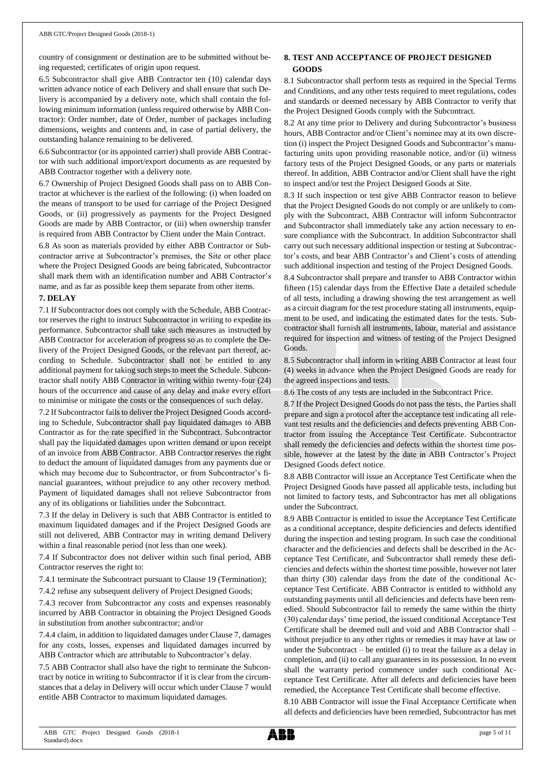country of consignment or destination are to be submitted without being requested; certificates of origin upon request.

6.5 Subcontractor shall give ABB Contractor ten (10) calendar days written advance notice of each Delivery and shall ensure that such Delivery is accompanied by a delivery note, which shall contain the following minimum information (unless required otherwise by ABB Contractor): Order number, date of Order, number of packages including dimensions, weights and contents and, in case of partial delivery, the outstanding balance remaining to be delivered.

6.6 Subcontractor (or its appointed carrier) shall provide ABB Contractor with such additional import/export documents as are requested by ABB Contractor together with a delivery note.

6.7 Ownership of Project Designed Goods shall pass on to ABB Contractor at whichever is the earliest of the following: (i) when loaded on the means of transport to be used for carriage of the Project Designed Goods, or (ii) progressively as payments for the Project Designed Goods are made by ABB Contractor, or (iii) when ownership transfer is required from ABB Contractor by Client under the Main Contract.

6.8 As soon as materials provided by either ABB Contractor or Subcontractor arrive at Subcontractor's premises, the Site or other place where the Project Designed Goods are being fabricated, Subcontractor shall mark them with an identification number and ABB Contractor's name, and as far as possible keep them separate from other items.

**7. DELAY**

7.1 If Subcontractor does not comply with the Schedule, ABB Contractor reserves the right to instruct Subcontractor in writing to expedite its performance. Subcontractor shall take such measures as instructed by ABB Contractor for acceleration of progress so as to complete the Delivery of the Project Designed Goods, or the relevant part thereof, according to Schedule. Subcontractor shall not be entitled to any additional payment for taking such steps to meet the Schedule. Subcontractor shall notify ABB Contractor in writing within twenty-four (24) hours of the occurrence and cause of any delay and make every effort to minimise or mitigate the costs or the consequences of such delay.

7.2 If Subcontractor fails to deliver the Project Designed Goods according to Schedule, Subcontractor shall pay liquidated damages to ABB Contractor as for the rate specified in the Subcontract. Subcontractor shall pay the liquidated damages upon written demand or upon receipt of an invoice from ABB Contractor. ABB Contractor reserves the right to deduct the amount of liquidated damages from any payments due or which may become due to Subcontractor, or from Subcontractor's financial guarantees, without prejudice to any other recovery method. Payment of liquidated damages shall not relieve Subcontractor from any of its obligations or liabilities under the Subcontract.

7.3 If the delay in Delivery is such that ABB Contractor is entitled to maximum liquidated damages and if the Project Designed Goods are still not delivered, ABB Contractor may in writing demand Delivery within a final reasonable period (not less than one week).

7.4 If Subcontractor does not deliver within such final period, ABB Contractor reserves the right to:

7.4.1 terminate the Subcontract pursuant to Clause 19 (Termination);

7.4.2 refuse any subsequent delivery of Project Designed Goods;

7.4.3 recover from Subcontractor any costs and expenses reasonably incurred by ABB Contractor in obtaining the Project Designed Goods in substitution from another subcontractor; and/or

7.4.4 claim, in addition to liquidated damages under Clause 7, damages for any costs, losses, expenses and liquidated damages incurred by ABB Contractor which are attributable to Subcontractor's delay.

7.5 ABB Contractor shall also have the right to terminate the Subcontract by notice in writing to Subcontractor if it is clear from the circumstances that a delay in Delivery will occur which under Clause 7 would entitle ABB Contractor to maximum liquidated damages.

**8. TEST AND ACCEPTANCE OF PROJECT DESIGNED GOODS**

8.1 Subcontractor shall perform tests as required in the Special Terms and Conditions, and any other tests required to meet regulations, codes and standards or deemed necessary by ABB Contractor to verify that the Project Designed Goods comply with the Subcontract.

8.2 At any time prior to Delivery and during Subcontractor's business hours, ABB Contractor and/or Client's nominee may at its own discretion (i) inspect the Project Designed Goods and Subcontractor's manufacturing units upon providing reasonable notice, and/or (ii) witness factory tests of the Project Designed Goods, or any parts or materials thereof. In addition, ABB Contractor and/or Client shall have the right to inspect and/or test the Project Designed Goods at Site.

8.3 If such inspection or test give ABB Contractor reason to believe that the Project Designed Goods do not comply or are unlikely to comply with the Subcontract, ABB Contractor will inform Subcontractor and Subcontractor shall immediately take any action necessary to ensure compliance with the Subcontract. In addition Subcontractor shall carry out such necessary additional inspection or testing at Subcontractor's costs, and bear ABB Contractor's and Client's costs of attending such additional inspection and testing of the Project Designed Goods.

8.4 Subcontractor shall prepare and transfer to ABB Contractor within fifteen (15) calendar days from the Effective Date a detailed schedule of all tests, including a drawing showing the test arrangement as well as a circuit diagram for the test procedure stating all instruments, equipment to be used, and indicating the estimated dates for the tests. Subcontractor shall furnish all instruments, labour, material and assistance required for inspection and witness of testing of the Project Designed Goods.

8.5 Subcontractor shall inform in writing ABB Contractor at least four (4) weeks in advance when the Project Designed Goods are ready for the agreed inspections and tests.

8.6 The costs of any tests are included in the Subcontract Price.

8.7 If the Project Designed Goods do not pass the tests, the Parties shall prepare and sign a protocol after the acceptance test indicating all relevant test results and the deficiencies and defects preventing ABB Contractor from issuing the Acceptance Test Certificate. Subcontractor shall remedy the deficiencies and defects within the shortest time possible, however at the latest by the date in ABB Contractor's Project Designed Goods defect notice.

8.8 ABB Contractor will issue an Acceptance Test Certificate when the Project Designed Goods have passed all applicable tests, including but not limited to factory tests, and Subcontractor has met all obligations under the Subcontract.

8.9 ABB Contractor is entitled to issue the Acceptance Test Certificate as a conditional acceptance, despite deficiencies and defects identified during the inspection and testing program. In such case the conditional character and the deficiencies and defects shall be described in the Acceptance Test Certificate, and Subcontractor shall remedy these deficiencies and defects within the shortest time possible, however not later than thirty (30) calendar days from the date of the conditional Acceptance Test Certificate. ABB Contractor is entitled to withhold any outstanding payments until all deficiencies and defects have been remedied. Should Subcontractor fail to remedy the same within the thirty (30) calendar days' time period, the issued conditional Acceptance Test Certificate shall be deemed null and void and ABB Contractor shall – without prejudice to any other rights or remedies it may have at law or under the Subcontract – be entitled (i) to treat the failure as a delay in completion, and (ii) to call any guarantees in its possession. In no event shall the warranty period commence under such conditional Acceptance Test Certificate. After all defects and deficiencies have been remedied, the Acceptance Test Certificate shall become effective.

8.10 ABB Contractor will issue the Final Acceptance Certificate when all defects and deficiencies have been remedied, Subcontractor has met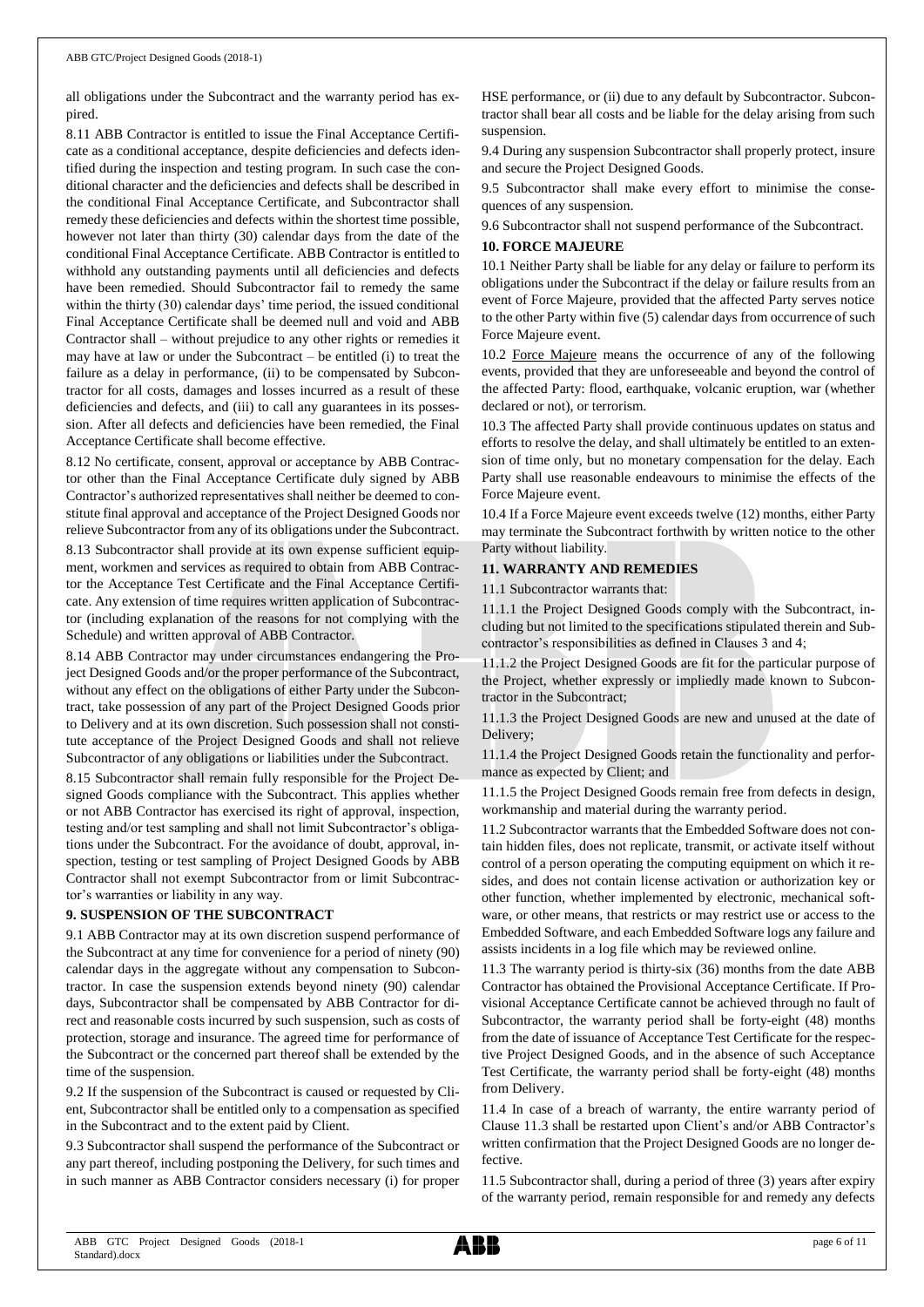all obligations under the Subcontract and the warranty period has expired.

8.11 ABB Contractor is entitled to issue the Final Acceptance Certificate as a conditional acceptance, despite deficiencies and defects identified during the inspection and testing program. In such case the conditional character and the deficiencies and defects shall be described in the conditional Final Acceptance Certificate, and Subcontractor shall remedy these deficiencies and defects within the shortest time possible, however not later than thirty (30) calendar days from the date of the conditional Final Acceptance Certificate. ABB Contractor is entitled to withhold any outstanding payments until all deficiencies and defects have been remedied. Should Subcontractor fail to remedy the same within the thirty (30) calendar days' time period, the issued conditional Final Acceptance Certificate shall be deemed null and void and ABB Contractor shall – without prejudice to any other rights or remedies it may have at law or under the Subcontract – be entitled (i) to treat the failure as a delay in performance, (ii) to be compensated by Subcontractor for all costs, damages and losses incurred as a result of these deficiencies and defects, and (iii) to call any guarantees in its possession. After all defects and deficiencies have been remedied, the Final Acceptance Certificate shall become effective.

8.12 No certificate, consent, approval or acceptance by ABB Contractor other than the Final Acceptance Certificate duly signed by ABB Contractor's authorized representatives shall neither be deemed to constitute final approval and acceptance of the Project Designed Goods nor relieve Subcontractor from any of its obligations under the Subcontract.

8.13 Subcontractor shall provide at its own expense sufficient equipment, workmen and services as required to obtain from ABB Contractor the Acceptance Test Certificate and the Final Acceptance Certificate. Any extension of time requires written application of Subcontractor (including explanation of the reasons for not complying with the Schedule) and written approval of ABB Contractor.

8.14 ABB Contractor may under circumstances endangering the Project Designed Goods and/or the proper performance of the Subcontract, without any effect on the obligations of either Party under the Subcontract, take possession of any part of the Project Designed Goods prior to Delivery and at its own discretion. Such possession shall not constitute acceptance of the Project Designed Goods and shall not relieve Subcontractor of any obligations or liabilities under the Subcontract.

8.15 Subcontractor shall remain fully responsible for the Project Designed Goods compliance with the Subcontract. This applies whether or not ABB Contractor has exercised its right of approval, inspection, testing and/or test sampling and shall not limit Subcontractor's obligations under the Subcontract. For the avoidance of doubt, approval, inspection, testing or test sampling of Project Designed Goods by ABB Contractor shall not exempt Subcontractor from or limit Subcontractor's warranties or liability in any way.

**9. SUSPENSION OF THE SUBCONTRACT**

9.1 ABB Contractor may at its own discretion suspend performance of the Subcontract at any time for convenience for a period of ninety (90) calendar days in the aggregate without any compensation to Subcontractor. In case the suspension extends beyond ninety (90) calendar days, Subcontractor shall be compensated by ABB Contractor for direct and reasonable costs incurred by such suspension, such as costs of protection, storage and insurance. The agreed time for performance of the Subcontract or the concerned part thereof shall be extended by the time of the suspension.

9.2 If the suspension of the Subcontract is caused or requested by Client, Subcontractor shall be entitled only to a compensation as specified in the Subcontract and to the extent paid by Client.

9.3 Subcontractor shall suspend the performance of the Subcontract or any part thereof, including postponing the Delivery, for such times and in such manner as ABB Contractor considers necessary (i) for proper HSE performance, or (ii) due to any default by Subcontractor. Subcontractor shall bear all costs and be liable for the delay arising from such suspension.

9.4 During any suspension Subcontractor shall properly protect, insure and secure the Project Designed Goods.

9.5 Subcontractor shall make every effort to minimise the consequences of any suspension.

9.6 Subcontractor shall not suspend performance of the Subcontract.

**10. FORCE MAJEURE**

10.1 Neither Party shall be liable for any delay or failure to perform its obligations under the Subcontract if the delay or failure results from an event of Force Majeure, provided that the affected Party serves notice to the other Party within five (5) calendar days from occurrence of such Force Majeure event.

10.2 Force Majeure means the occurrence of any of the following events, provided that they are unforeseeable and beyond the control of the affected Party: flood, earthquake, volcanic eruption, war (whether declared or not), or terrorism.

10.3 The affected Party shall provide continuous updates on status and efforts to resolve the delay, and shall ultimately be entitled to an extension of time only, but no monetary compensation for the delay. Each Party shall use reasonable endeavours to minimise the effects of the Force Majeure event.

10.4 If a Force Majeure event exceeds twelve (12) months, either Party may terminate the Subcontract forthwith by written notice to the other Party without liability.

**11. WARRANTY AND REMEDIES**

11.1 Subcontractor warrants that:

11.1.1 the Project Designed Goods comply with the Subcontract, including but not limited to the specifications stipulated therein and Subcontractor's responsibilities as defined in Clauses 3 and 4;

11.1.2 the Project Designed Goods are fit for the particular purpose of the Project, whether expressly or impliedly made known to Subcontractor in the Subcontract;

11.1.3 the Project Designed Goods are new and unused at the date of Delivery;

11.1.4 the Project Designed Goods retain the functionality and performance as expected by Client; and

11.1.5 the Project Designed Goods remain free from defects in design, workmanship and material during the warranty period.

11.2 Subcontractor warrants that the Embedded Software does not contain hidden files, does not replicate, transmit, or activate itself without control of a person operating the computing equipment on which it resides, and does not contain license activation or authorization key or other function, whether implemented by electronic, mechanical software, or other means, that restricts or may restrict use or access to the Embedded Software, and each Embedded Software logs any failure and assists incidents in a log file which may be reviewed online.

11.3 The warranty period is thirty-six (36) months from the date ABB Contractor has obtained the Provisional Acceptance Certificate. If Provisional Acceptance Certificate cannot be achieved through no fault of Subcontractor, the warranty period shall be forty-eight (48) months from the date of issuance of Acceptance Test Certificate for the respective Project Designed Goods, and in the absence of such Acceptance Test Certificate, the warranty period shall be forty-eight (48) months from Delivery.

11.4 In case of a breach of warranty, the entire warranty period of Clause 11.3 shall be restarted upon Client's and/or ABB Contractor's written confirmation that the Project Designed Goods are no longer defective.

11.5 Subcontractor shall, during a period of three (3) years after expiry of the warranty period, remain responsible for and remedy any defects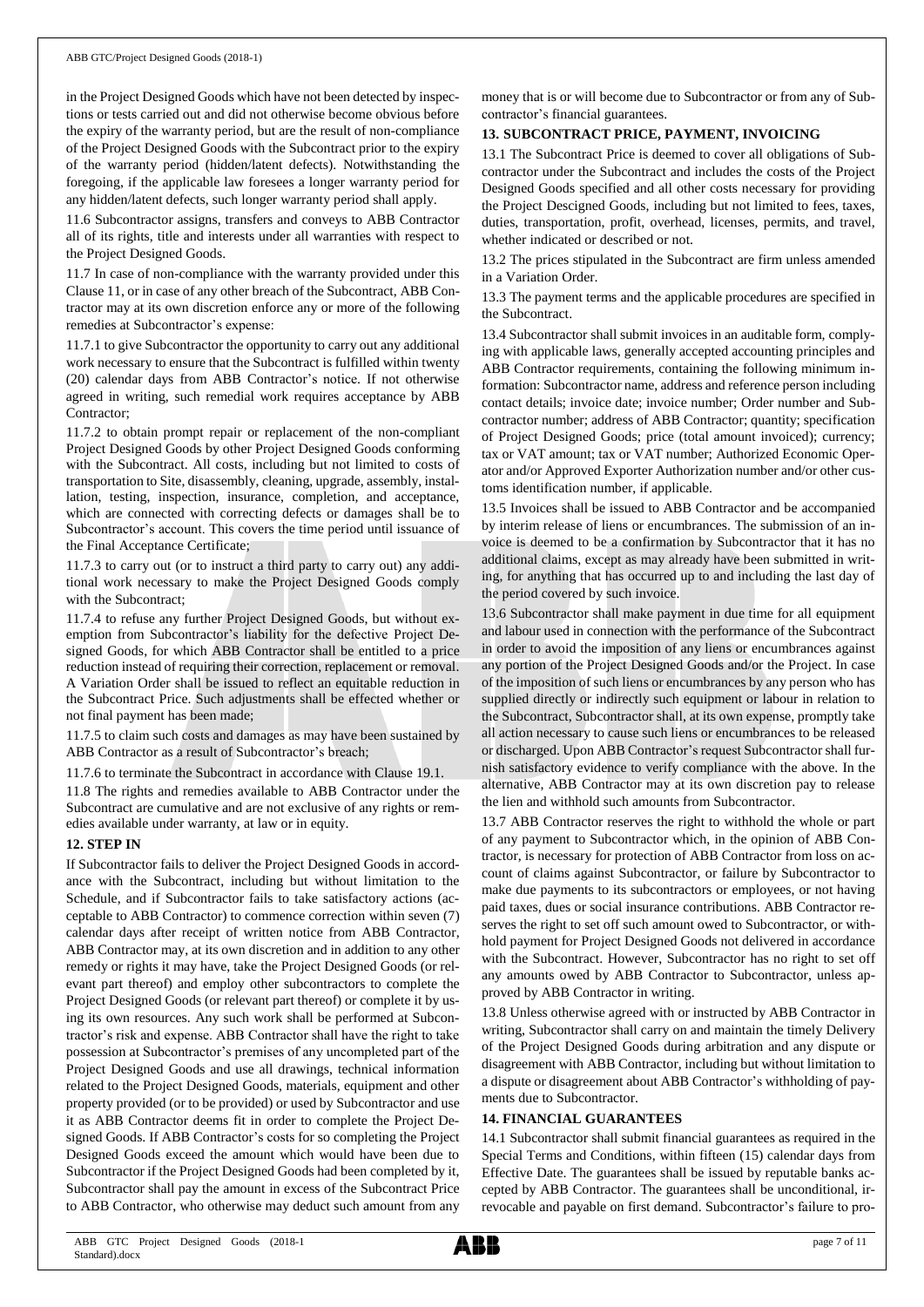in the Project Designed Goods which have not been detected by inspections or tests carried out and did not otherwise become obvious before the expiry of the warranty period, but are the result of non-compliance of the Project Designed Goods with the Subcontract prior to the expiry of the warranty period (hidden/latent defects). Notwithstanding the foregoing, if the applicable law foresees a longer warranty period for any hidden/latent defects, such longer warranty period shall apply.

11.6 Subcontractor assigns, transfers and conveys to ABB Contractor all of its rights, title and interests under all warranties with respect to the Project Designed Goods.

11.7 In case of non-compliance with the warranty provided under this Clause 11, or in case of any other breach of the Subcontract, ABB Contractor may at its own discretion enforce any or more of the following remedies at Subcontractor's expense:

11.7.1 to give Subcontractor the opportunity to carry out any additional work necessary to ensure that the Subcontract is fulfilled within twenty (20) calendar days from ABB Contractor's notice. If not otherwise agreed in writing, such remedial work requires acceptance by ABB Contractor;

11.7.2 to obtain prompt repair or replacement of the non-compliant Project Designed Goods by other Project Designed Goods conforming with the Subcontract. All costs, including but not limited to costs of transportation to Site, disassembly, cleaning, upgrade, assembly, installation, testing, inspection, insurance, completion, and acceptance, which are connected with correcting defects or damages shall be to Subcontractor's account. This covers the time period until issuance of the Final Acceptance Certificate;

11.7.3 to carry out (or to instruct a third party to carry out) any additional work necessary to make the Project Designed Goods comply with the Subcontract;

11.7.4 to refuse any further Project Designed Goods, but without exemption from Subcontractor's liability for the defective Project Designed Goods, for which ABB Contractor shall be entitled to a price reduction instead of requiring their correction, replacement or removal. A Variation Order shall be issued to reflect an equitable reduction in the Subcontract Price. Such adjustments shall be effected whether or not final payment has been made;

11.7.5 to claim such costs and damages as may have been sustained by ABB Contractor as a result of Subcontractor's breach;

11.7.6 to terminate the Subcontract in accordance with Clause 19.1.

11.8 The rights and remedies available to ABB Contractor under the Subcontract are cumulative and are not exclusive of any rights or remedies available under warranty, at law or in equity.

## 12. STEP IN

If Subcontractor fails to deliver the Project Designed Goods in accordance with the Subcontract, including but without limitation to the Schedule, and if Subcontractor fails to take satisfactory actions (acceptable to ABB Contractor) to commence correction within seven (7) calendar days after receipt of written notice from ABB Contractor, ABB Contractor may, at its own discretion and in addition to any other remedy or rights it may have, take the Project Designed Goods (or relevant part thereof) and employ other subcontractors to complete the Project Designed Goods (or relevant part thereof) or complete it by using its own resources. Any such work shall be performed at Subcontractor's risk and expense. ABB Contractor shall have the right to take possession at Subcontractor's premises of any uncompleted part of the Project Designed Goods and use all drawings, technical information related to the Project Designed Goods, materials, equipment and other property provided (or to be provided) or used by Subcontractor and use it as ABB Contractor deems fit in order to complete the Project Designed Goods. If ABB Contractor's costs for so completing the Project Designed Goods exceed the amount which would have been due to Subcontractor if the Project Designed Goods had been completed by it, Subcontractor shall pay the amount in excess of the Subcontract Price to ABB Contractor, who otherwise may deduct such amount from any money that is or will become due to Subcontractor or from any of Subcontractor's financial guarantees.

## 13. SUBCONTRACT PRICE, PAYMENT, INVOICING

13.1 The Subcontract Price is deemed to cover all obligations of Subcontractor under the Subcontract and includes the costs of the Project Designed Goods specified and all other costs necessary for providing the Project Descigned Goods, including but not limited to fees, taxes, duties, transportation, profit, overhead, licenses, permits, and travel, whether indicated or described or not.

13.2 The prices stipulated in the Subcontract are firm unless amended in a Variation Order.

13.3 The payment terms and the applicable procedures are specified in the Subcontract.

13.4 Subcontractor shall submit invoices in an auditable form, complying with applicable laws, generally accepted accounting principles and ABB Contractor requirements, containing the following minimum information: Subcontractor name, address and reference person including contact details; invoice date; invoice number; Order number and Subcontractor number; address of ABB Contractor; quantity; specification of Project Designed Goods; price (total amount invoiced); currency; tax or VAT amount; tax or VAT number; Authorized Economic Operator and/or Approved Exporter Authorization number and/or other customs identification number, if applicable.

13.5 Invoices shall be issued to ABB Contractor and be accompanied by interim release of liens or encumbrances. The submission of an invoice is deemed to be a confirmation by Subcontractor that it has no additional claims, except as may already have been submitted in writing, for anything that has occurred up to and including the last day of the period covered by such invoice.

13.6 Subcontractor shall make payment in due time for all equipment and labour used in connection with the performance of the Subcontract in order to avoid the imposition of any liens or encumbrances against any portion of the Project Designed Goods and/or the Project. In case of the imposition of such liens or encumbrances by any person who has supplied directly or indirectly such equipment or labour in relation to the Subcontract, Subcontractor shall, at its own expense, promptly take all action necessary to cause such liens or encumbrances to be released or discharged. Upon ABB Contractor's request Subcontractor shall furnish satisfactory evidence to verify compliance with the above. In the alternative, ABB Contractor may at its own discretion pay to release the lien and withhold such amounts from Subcontractor.

13.7 ABB Contractor reserves the right to withhold the whole or part of any payment to Subcontractor which, in the opinion of ABB Contractor, is necessary for protection of ABB Contractor from loss on account of claims against Subcontractor, or failure by Subcontractor to make due payments to its subcontractors or employees, or not having paid taxes, dues or social insurance contributions. ABB Contractor reserves the right to set off such amount owed to Subcontractor, or withhold payment for Project Designed Goods not delivered in accordance with the Subcontract. However, Subcontractor has no right to set off any amounts owed by ABB Contractor to Subcontractor, unless approved by ABB Contractor in writing.

13.8 Unless otherwise agreed with or instructed by ABB Contractor in writing, Subcontractor shall carry on and maintain the timely Delivery of the Project Designed Goods during arbitration and any dispute or disagreement with ABB Contractor, including but without limitation to a dispute or disagreement about ABB Contractor's withholding of payments due to Subcontractor.

## 14. FINANCIAL GUARANTEES

14.1 Subcontractor shall submit financial guarantees as required in the Special Terms and Conditions, within fifteen (15) calendar days from Effective Date. The guarantees shall be issued by reputable banks accepted by ABB Contractor. The guarantees shall be unconditional, irrevocable and payable on first demand. Subcontractor's failure to pro-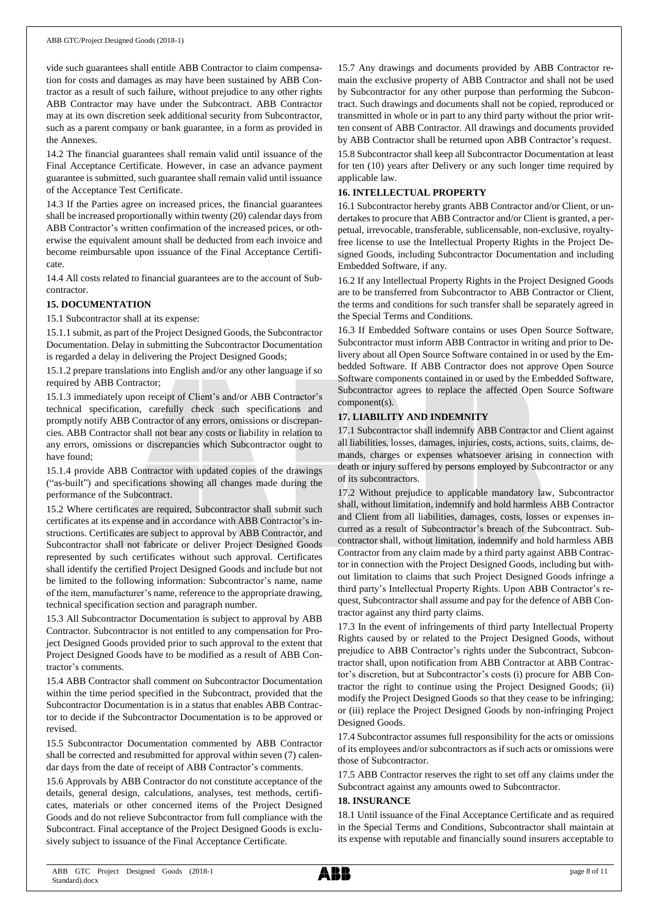vide such guarantees shall entitle ABB Contractor to claim compensation for costs and damages as may have been sustained by ABB Contractor as a result of such failure, without prejudice to any other rights ABB Contractor may have under the Subcontract. ABB Contractor may at its own discretion seek additional security from Subcontractor, such as a parent company or bank guarantee, in a form as provided in the Annexes.

14.2 The financial guarantees shall remain valid until issuance of the Final Acceptance Certificate. However, in case an advance payment guarantee is submitted, such guarantee shall remain valid until issuance of the Acceptance Test Certificate.

14.3 If the Parties agree on increased prices, the financial guarantees shall be increased proportionally within twenty (20) calendar days from ABB Contractor's written confirmation of the increased prices, or otherwise the equivalent amount shall be deducted from each invoice and become reimbursable upon issuance of the Final Acceptance Certificate.

14.4 All costs related to financial guarantees are to the account of Subcontractor.

## 15. DOCUMENTATION

15.1 Subcontractor shall at its expense:

15.1.1 submit, as part of the Project Designed Goods, the Subcontractor Documentation. Delay in submitting the Subcontractor Documentation is regarded a delay in delivering the Project Designed Goods;

15.1.2 prepare translations into English and/or any other language if so required by ABB Contractor;

15.1.3 immediately upon receipt of Client's and/or ABB Contractor's technical specification, carefully check such specifications and promptly notify ABB Contractor of any errors, omissions or discrepancies. ABB Contractor shall not bear any costs or liability in relation to any errors, omissions or discrepancies which Subcontractor ought to have found;

15.1.4 provide ABB Contractor with updated copies of the drawings ("as-built") and specifications showing all changes made during the performance of the Subcontract.

15.2 Where certificates are required, Subcontractor shall submit such certificates at its expense and in accordance with ABB Contractor's instructions. Certificates are subject to approval by ABB Contractor, and Subcontractor shall not fabricate or deliver Project Designed Goods represented by such certificates without such approval. Certificates shall identify the certified Project Designed Goods and include but not be limited to the following information: Subcontractor's name, name of the item, manufacturer's name, reference to the appropriate drawing, technical specification section and paragraph number.

15.3 All Subcontractor Documentation is subject to approval by ABB Contractor. Subcontractor is not entitled to any compensation for Project Designed Goods provided prior to such approval to the extent that Project Designed Goods have to be modified as a result of ABB Contractor's comments.

15.4 ABB Contractor shall comment on Subcontractor Documentation within the time period specified in the Subcontract, provided that the Subcontractor Documentation is in a status that enables ABB Contractor to decide if the Subcontractor Documentation is to be approved or revised.

15.5 Subcontractor Documentation commented by ABB Contractor shall be corrected and resubmitted for approval within seven (7) calendar days from the date of receipt of ABB Contractor's comments.

15.6 Approvals by ABB Contractor do not constitute acceptance of the details, general design, calculations, analyses, test methods, certificates, materials or other concerned items of the Project Designed Goods and do not relieve Subcontractor from full compliance with the Subcontract. Final acceptance of the Project Designed Goods is exclusively subject to issuance of the Final Acceptance Certificate.

15.7 Any drawings and documents provided by ABB Contractor remain the exclusive property of ABB Contractor and shall not be used by Subcontractor for any other purpose than performing the Subcontract. Such drawings and documents shall not be copied, reproduced or transmitted in whole or in part to any third party without the prior written consent of ABB Contractor. All drawings and documents provided by ABB Contractor shall be returned upon ABB Contractor's request.

15.8 Subcontractor shall keep all Subcontractor Documentation at least for ten (10) years after Delivery or any such longer time required by applicable law.

## 16. INTELLECTUAL PROPERTY

16.1 Subcontractor hereby grants ABB Contractor and/or Client, or undertakes to procure that ABB Contractor and/or Client is granted, a perpetual, irrevocable, transferable, sublicensable, non-exclusive, royalty-free license to use the Intellectual Property Rights in the Project Designed Goods, including Subcontractor Documentation and including Embedded Software, if any.

16.2 If any Intellectual Property Rights in the Project Designed Goods are to be transferred from Subcontractor to ABB Contractor or Client, the terms and conditions for such transfer shall be separately agreed in the Special Terms and Conditions.

16.3 If Embedded Software contains or uses Open Source Software, Subcontractor must inform ABB Contractor in writing and prior to Delivery about all Open Source Software contained in or used by the Embedded Software. If ABB Contractor does not approve Open Source Software components contained in or used by the Embedded Software, Subcontractor agrees to replace the affected Open Source Software component(s).

## 17. LIABILITY AND INDEMNITY

17.1 Subcontractor shall indemnify ABB Contractor and Client against all liabilities, losses, damages, injuries, costs, actions, suits, claims, demands, charges or expenses whatsoever arising in connection with death or injury suffered by persons employed by Subcontractor or any of its subcontractors.

17.2 Without prejudice to applicable mandatory law, Subcontractor shall, without limitation, indemnify and hold harmless ABB Contractor and Client from all liabilities, damages, costs, losses or expenses incurred as a result of Subcontractor's breach of the Subcontract. Subcontractor shall, without limitation, indemnify and hold harmless ABB Contractor from any claim made by a third party against ABB Contractor in connection with the Project Designed Goods, including but without limitation to claims that such Project Designed Goods infringe a third party's Intellectual Property Rights. Upon ABB Contractor's request, Subcontractor shall assume and pay for the defence of ABB Contractor against any third party claims.

17.3 In the event of infringements of third party Intellectual Property Rights caused by or related to the Project Designed Goods, without prejudice to ABB Contractor's rights under the Subcontract, Subcontractor shall, upon notification from ABB Contractor at ABB Contractor's discretion, but at Subcontractor's costs (i) procure for ABB Contractor the right to continue using the Project Designed Goods; (ii) modify the Project Designed Goods so that they cease to be infringing; or (iii) replace the Project Designed Goods by non-infringing Project Designed Goods.

17.4 Subcontractor assumes full responsibility for the acts or omissions of its employees and/or subcontractors as if such acts or omissions were those of Subcontractor.

17.5 ABB Contractor reserves the right to set off any claims under the Subcontract against any amounts owed to Subcontractor.

## 18. INSURANCE

18.1 Until issuance of the Final Acceptance Certificate and as required in the Special Terms and Conditions, Subcontractor shall maintain at its expense with reputable and financially sound insurers acceptable to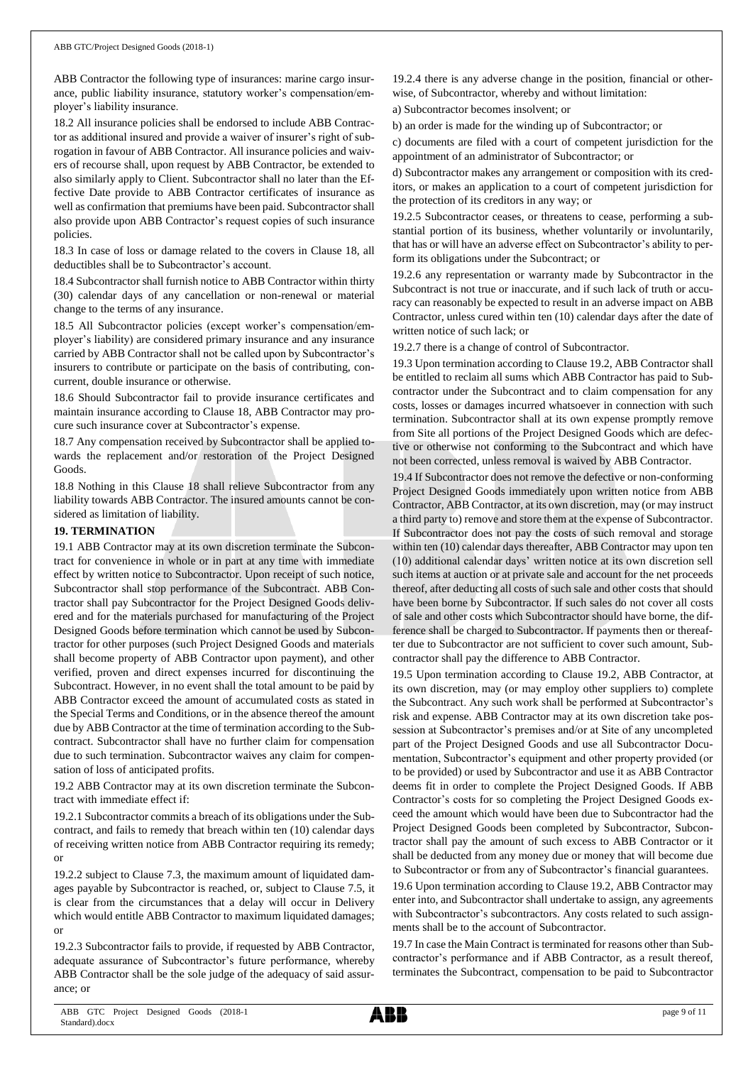ABB Contractor the following type of insurances: marine cargo insurance, public liability insurance, statutory worker's compensation/employer's liability insurance.

18.2 All insurance policies shall be endorsed to include ABB Contractor as additional insured and provide a waiver of insurer's right of subrogation in favour of ABB Contractor. All insurance policies and waivers of recourse shall, upon request by ABB Contractor, be extended to also similarly apply to Client. Subcontractor shall no later than the Effective Date provide to ABB Contractor certificates of insurance as well as confirmation that premiums have been paid. Subcontractor shall also provide upon ABB Contractor's request copies of such insurance policies.

18.3 In case of loss or damage related to the covers in Clause 18, all deductibles shall be to Subcontractor's account.

18.4 Subcontractor shall furnish notice to ABB Contractor within thirty (30) calendar days of any cancellation or non-renewal or material change to the terms of any insurance.

18.5 All Subcontractor policies (except worker's compensation/employer's liability) are considered primary insurance and any insurance carried by ABB Contractor shall not be called upon by Subcontractor's insurers to contribute or participate on the basis of contributing, concurrent, double insurance or otherwise.

18.6 Should Subcontractor fail to provide insurance certificates and maintain insurance according to Clause 18, ABB Contractor may procure such insurance cover at Subcontractor's expense.

18.7 Any compensation received by Subcontractor shall be applied towards the replacement and/or restoration of the Project Designed Goods.

18.8 Nothing in this Clause 18 shall relieve Subcontractor from any liability towards ABB Contractor. The insured amounts cannot be considered as limitation of liability.

**19. TERMINATION**

19.1 ABB Contractor may at its own discretion terminate the Subcontract for convenience in whole or in part at any time with immediate effect by written notice to Subcontractor. Upon receipt of such notice, Subcontractor shall stop performance of the Subcontract. ABB Contractor shall pay Subcontractor for the Project Designed Goods delivered and for the materials purchased for manufacturing of the Project Designed Goods before termination which cannot be used by Subcontractor for other purposes (such Project Designed Goods and materials shall become property of ABB Contractor upon payment), and other verified, proven and direct expenses incurred for discontinuing the Subcontract. However, in no event shall the total amount to be paid by ABB Contractor exceed the amount of accumulated costs as stated in the Special Terms and Conditions, or in the absence thereof the amount due by ABB Contractor at the time of termination according to the Subcontract. Subcontractor shall have no further claim for compensation due to such termination. Subcontractor waives any claim for compensation of loss of anticipated profits.

19.2 ABB Contractor may at its own discretion terminate the Subcontract with immediate effect if:

19.2.1 Subcontractor commits a breach of its obligations under the Subcontract, and fails to remedy that breach within ten (10) calendar days of receiving written notice from ABB Contractor requiring its remedy; or

19.2.2 subject to Clause 7.3, the maximum amount of liquidated damages payable by Subcontractor is reached, or, subject to Clause 7.5, it is clear from the circumstances that a delay will occur in Delivery which would entitle ABB Contractor to maximum liquidated damages; or

19.2.3 Subcontractor fails to provide, if requested by ABB Contractor, adequate assurance of Subcontractor's future performance, whereby ABB Contractor shall be the sole judge of the adequacy of said assurance; or

19.2.4 there is any adverse change in the position, financial or otherwise, of Subcontractor, whereby and without limitation:

a) Subcontractor becomes insolvent; or

b) an order is made for the winding up of Subcontractor; or

c) documents are filed with a court of competent jurisdiction for the appointment of an administrator of Subcontractor; or

d) Subcontractor makes any arrangement or composition with its creditors, or makes an application to a court of competent jurisdiction for the protection of its creditors in any way; or

19.2.5 Subcontractor ceases, or threatens to cease, performing a substantial portion of its business, whether voluntarily or involuntarily, that has or will have an adverse effect on Subcontractor's ability to perform its obligations under the Subcontract; or

19.2.6 any representation or warranty made by Subcontractor in the Subcontract is not true or inaccurate, and if such lack of truth or accuracy can reasonably be expected to result in an adverse impact on ABB Contractor, unless cured within ten (10) calendar days after the date of written notice of such lack; or

19.2.7 there is a change of control of Subcontractor.

19.3 Upon termination according to Clause 19.2, ABB Contractor shall be entitled to reclaim all sums which ABB Contractor has paid to Subcontractor under the Subcontract and to claim compensation for any costs, losses or damages incurred whatsoever in connection with such termination. Subcontractor shall at its own expense promptly remove from Site all portions of the Project Designed Goods which are defective or otherwise not conforming to the Subcontract and which have not been corrected, unless removal is waived by ABB Contractor.

19.4 If Subcontractor does not remove the defective or non-conforming Project Designed Goods immediately upon written notice from ABB Contractor, ABB Contractor, at its own discretion, may (or may instruct a third party to) remove and store them at the expense of Subcontractor. If Subcontractor does not pay the costs of such removal and storage within ten (10) calendar days thereafter, ABB Contractor may upon ten (10) additional calendar days' written notice at its own discretion sell such items at auction or at private sale and account for the net proceeds thereof, after deducting all costs of such sale and other costs that should have been borne by Subcontractor. If such sales do not cover all costs of sale and other costs which Subcontractor should have borne, the difference shall be charged to Subcontractor. If payments then or thereafter due to Subcontractor are not sufficient to cover such amount, Subcontractor shall pay the difference to ABB Contractor.

19.5 Upon termination according to Clause 19.2, ABB Contractor, at its own discretion, may (or may employ other suppliers to) complete the Subcontract. Any such work shall be performed at Subcontractor's risk and expense. ABB Contractor may at its own discretion take possession at Subcontractor's premises and/or at Site of any uncompleted part of the Project Designed Goods and use all Subcontractor Documentation, Subcontractor's equipment and other property provided (or to be provided) or used by Subcontractor and use it as ABB Contractor deems fit in order to complete the Project Designed Goods. If ABB Contractor's costs for so completing the Project Designed Goods exceed the amount which would have been due to Subcontractor had the Project Designed Goods been completed by Subcontractor, Subcontractor shall pay the amount of such excess to ABB Contractor or it shall be deducted from any money due or money that will become due to Subcontractor or from any of Subcontractor's financial guarantees.

19.6 Upon termination according to Clause 19.2, ABB Contractor may enter into, and Subcontractor shall undertake to assign, any agreements with Subcontractor's subcontractors. Any costs related to such assignments shall be to the account of Subcontractor.

19.7 In case the Main Contract is terminated for reasons other than Subcontractor's performance and if ABB Contractor, as a result thereof, terminates the Subcontract, compensation to be paid to Subcontractor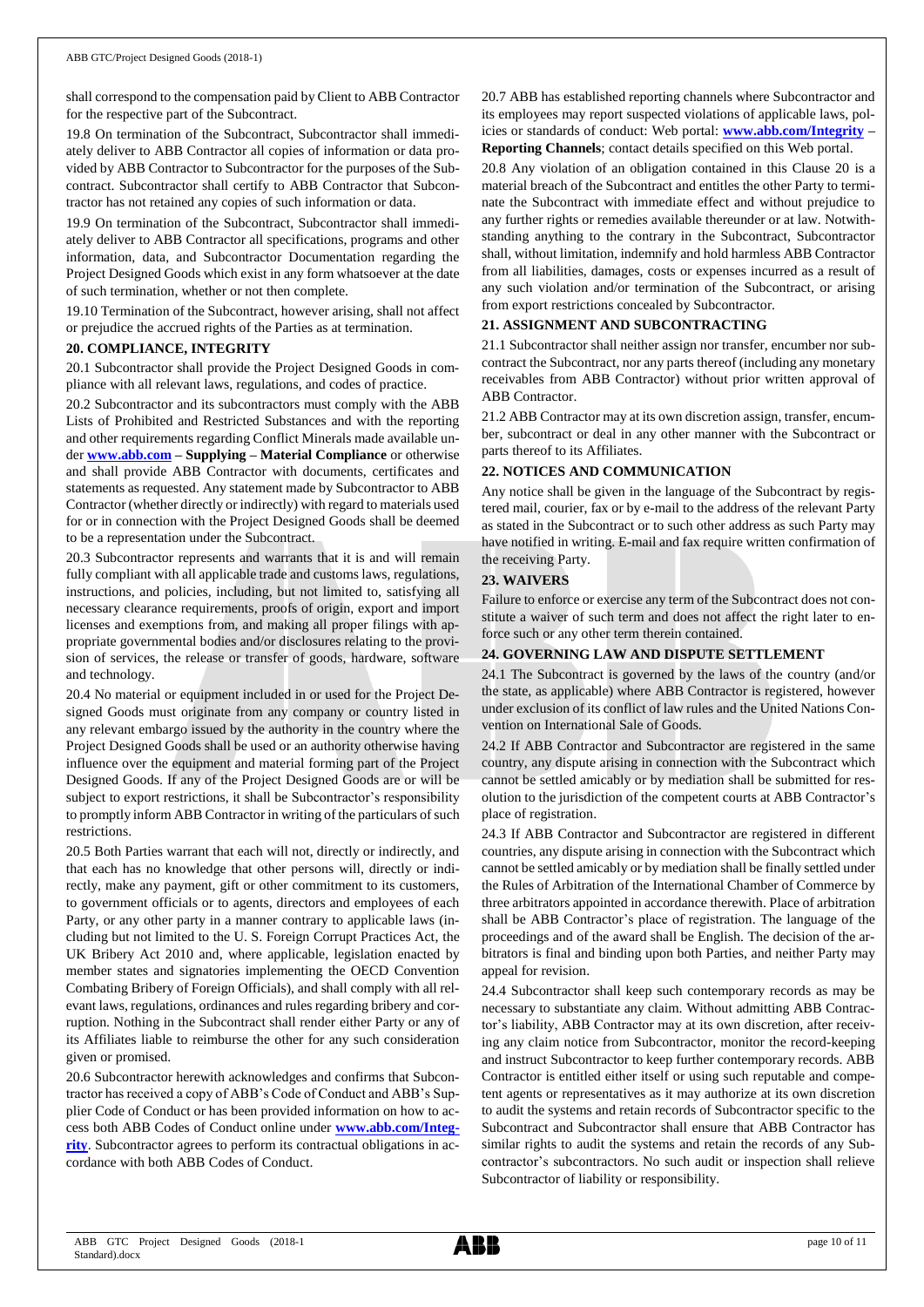shall correspond to the compensation paid by Client to ABB Contractor for the respective part of the Subcontract.

19.8 On termination of the Subcontract, Subcontractor shall immediately deliver to ABB Contractor all copies of information or data provided by ABB Contractor to Subcontractor for the purposes of the Subcontract. Subcontractor shall certify to ABB Contractor that Subcontractor has not retained any copies of such information or data.

19.9 On termination of the Subcontract, Subcontractor shall immediately deliver to ABB Contractor all specifications, programs and other information, data, and Subcontractor Documentation regarding the Project Designed Goods which exist in any form whatsoever at the date of such termination, whether or not then complete.

19.10 Termination of the Subcontract, however arising, shall not affect or prejudice the accrued rights of the Parties as at termination.

## 20. COMPLIANCE, INTEGRITY

20.1 Subcontractor shall provide the Project Designed Goods in compliance with all relevant laws, regulations, and codes of practice.

20.2 Subcontractor and its subcontractors must comply with the ABB Lists of Prohibited and Restricted Substances and with the reporting and other requirements regarding Conflict Minerals made available under **www.abb.com – Supplying – Material Compliance** or otherwise and shall provide ABB Contractor with documents, certificates and statements as requested. Any statement made by Subcontractor to ABB Contractor (whether directly or indirectly) with regard to materials used for or in connection with the Project Designed Goods shall be deemed to be a representation under the Subcontract.

20.3 Subcontractor represents and warrants that it is and will remain fully compliant with all applicable trade and customs laws, regulations, instructions, and policies, including, but not limited to, satisfying all necessary clearance requirements, proofs of origin, export and import licenses and exemptions from, and making all proper filings with appropriate governmental bodies and/or disclosures relating to the provision of services, the release or transfer of goods, hardware, software and technology.

20.4 No material or equipment included in or used for the Project Designed Goods must originate from any company or country listed in any relevant embargo issued by the authority in the country where the Project Designed Goods shall be used or an authority otherwise having influence over the equipment and material forming part of the Project Designed Goods. If any of the Project Designed Goods are or will be subject to export restrictions, it shall be Subcontractor's responsibility to promptly inform ABB Contractor in writing of the particulars of such restrictions.

20.5 Both Parties warrant that each will not, directly or indirectly, and that each has no knowledge that other persons will, directly or indirectly, make any payment, gift or other commitment to its customers, to government officials or to agents, directors and employees of each Party, or any other party in a manner contrary to applicable laws (including but not limited to the U. S. Foreign Corrupt Practices Act, the UK Bribery Act 2010 and, where applicable, legislation enacted by member states and signatories implementing the OECD Convention Combating Bribery of Foreign Officials), and shall comply with all relevant laws, regulations, ordinances and rules regarding bribery and corruption. Nothing in the Subcontract shall render either Party or any of its Affiliates liable to reimburse the other for any such consideration given or promised.

20.6 Subcontractor herewith acknowledges and confirms that Subcontractor has received a copy of ABB's Code of Conduct and ABB's Supplier Code of Conduct or has been provided information on how to access both ABB Codes of Conduct online under **www.abb.com/Integrity**. Subcontractor agrees to perform its contractual obligations in accordance with both ABB Codes of Conduct.

20.7 ABB has established reporting channels where Subcontractor and its employees may report suspected violations of applicable laws, policies or standards of conduct: Web portal: **www.abb.com/Integrity – Reporting Channels**; contact details specified on this Web portal.

20.8 Any violation of an obligation contained in this Clause 20 is a material breach of the Subcontract and entitles the other Party to terminate the Subcontract with immediate effect and without prejudice to any further rights or remedies available thereunder or at law. Notwithstanding anything to the contrary in the Subcontract, Subcontractor shall, without limitation, indemnify and hold harmless ABB Contractor from all liabilities, damages, costs or expenses incurred as a result of any such violation and/or termination of the Subcontract, or arising from export restrictions concealed by Subcontractor.

## 21. ASSIGNMENT AND SUBCONTRACTING

21.1 Subcontractor shall neither assign nor transfer, encumber nor subcontract the Subcontract, nor any parts thereof (including any monetary receivables from ABB Contractor) without prior written approval of ABB Contractor.

21.2 ABB Contractor may at its own discretion assign, transfer, encumber, subcontract or deal in any other manner with the Subcontract or parts thereof to its Affiliates.

## 22. NOTICES AND COMMUNICATION

Any notice shall be given in the language of the Subcontract by registered mail, courier, fax or by e-mail to the address of the relevant Party as stated in the Subcontract or to such other address as such Party may have notified in writing. E-mail and fax require written confirmation of the receiving Party.

## 23. WAIVERS

Failure to enforce or exercise any term of the Subcontract does not constitute a waiver of such term and does not affect the right later to enforce such or any other term therein contained.

## 24. GOVERNING LAW AND DISPUTE SETTLEMENT

24.1 The Subcontract is governed by the laws of the country (and/or the state, as applicable) where ABB Contractor is registered, however under exclusion of its conflict of law rules and the United Nations Convention on International Sale of Goods.

24.2 If ABB Contractor and Subcontractor are registered in the same country, any dispute arising in connection with the Subcontract which cannot be settled amicably or by mediation shall be submitted for resolution to the jurisdiction of the competent courts at ABB Contractor's place of registration.

24.3 If ABB Contractor and Subcontractor are registered in different countries, any dispute arising in connection with the Subcontract which cannot be settled amicably or by mediation shall be finally settled under the Rules of Arbitration of the International Chamber of Commerce by three arbitrators appointed in accordance therewith. Place of arbitration shall be ABB Contractor's place of registration. The language of the proceedings and of the award shall be English. The decision of the arbitrators is final and binding upon both Parties, and neither Party may appeal for revision.

24.4 Subcontractor shall keep such contemporary records as may be necessary to substantiate any claim. Without admitting ABB Contractor's liability, ABB Contractor may at its own discretion, after receiving any claim notice from Subcontractor, monitor the record-keeping and instruct Subcontractor to keep further contemporary records. ABB Contractor is entitled either itself or using such reputable and competent agents or representatives as it may authorize at its own discretion to audit the systems and retain records of Subcontractor specific to the Subcontract and Subcontractor shall ensure that ABB Contractor has similar rights to audit the systems and retain the records of any Subcontractor's subcontractors. No such audit or inspection shall relieve Subcontractor of liability or responsibility.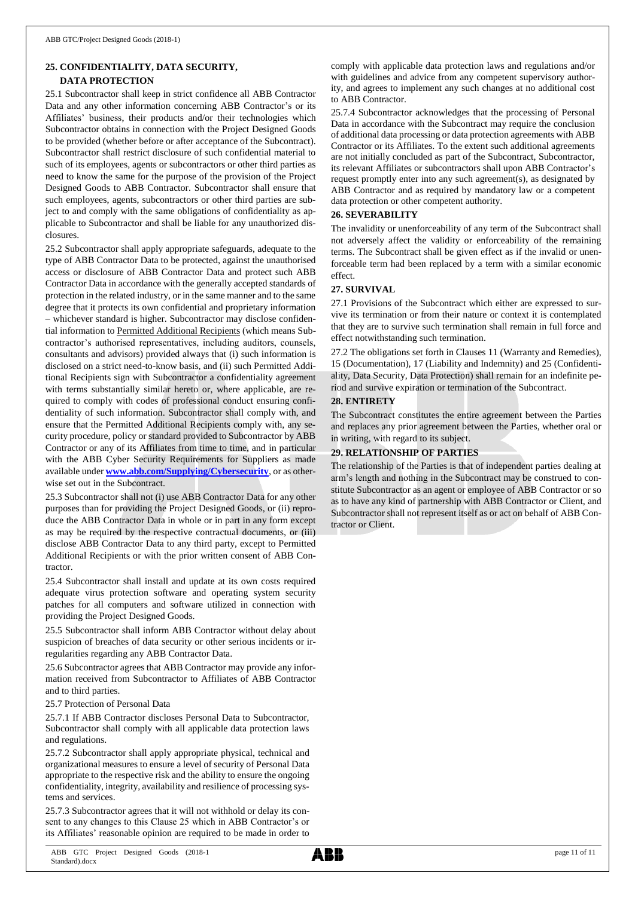## 25. CONFIDENTIALITY, DATA SECURITY, DATA PROTECTION

25.1 Subcontractor shall keep in strict confidence all ABB Contractor Data and any other information concerning ABB Contractor's or its Affiliates' business, their products and/or their technologies which Subcontractor obtains in connection with the Project Designed Goods to be provided (whether before or after acceptance of the Subcontract). Subcontractor shall restrict disclosure of such confidential material to such of its employees, agents or subcontractors or other third parties as need to know the same for the purpose of the provision of the Project Designed Goods to ABB Contractor. Subcontractor shall ensure that such employees, agents, subcontractors or other third parties are subject to and comply with the same obligations of confidentiality as applicable to Subcontractor and shall be liable for any unauthorized disclosures.

25.2 Subcontractor shall apply appropriate safeguards, adequate to the type of ABB Contractor Data to be protected, against the unauthorised access or disclosure of ABB Contractor Data and protect such ABB Contractor Data in accordance with the generally accepted standards of protection in the related industry, or in the same manner and to the same degree that it protects its own confidential and proprietary information – whichever standard is higher. Subcontractor may disclose confidential information to Permitted Additional Recipients (which means Subcontractor's authorised representatives, including auditors, counsels, consultants and advisors) provided always that (i) such information is disclosed on a strict need-to-know basis, and (ii) such Permitted Additional Recipients sign with Subcontractor a confidentiality agreement with terms substantially similar hereto or, where applicable, are required to comply with codes of professional conduct ensuring confidentiality of such information. Subcontractor shall comply with, and ensure that the Permitted Additional Recipients comply with, any security procedure, policy or standard provided to Subcontractor by ABB Contractor or any of its Affiliates from time to time, and in particular with the ABB Cyber Security Requirements for Suppliers as made available under **www.abb.com/Supplying/Cybersecurity**, or as otherwise set out in the Subcontract.

25.3 Subcontractor shall not (i) use ABB Contractor Data for any other purposes than for providing the Project Designed Goods, or (ii) reproduce the ABB Contractor Data in whole or in part in any form except as may be required by the respective contractual documents, or (iii) disclose ABB Contractor Data to any third party, except to Permitted Additional Recipients or with the prior written consent of ABB Contractor.

25.4 Subcontractor shall install and update at its own costs required adequate virus protection software and operating system security patches for all computers and software utilized in connection with providing the Project Designed Goods.

25.5 Subcontractor shall inform ABB Contractor without delay about suspicion of breaches of data security or other serious incidents or irregularities regarding any ABB Contractor Data.

25.6 Subcontractor agrees that ABB Contractor may provide any information received from Subcontractor to Affiliates of ABB Contractor and to third parties.

25.7 Protection of Personal Data

25.7.1 If ABB Contractor discloses Personal Data to Subcontractor, Subcontractor shall comply with all applicable data protection laws and regulations.

25.7.2 Subcontractor shall apply appropriate physical, technical and organizational measures to ensure a level of security of Personal Data appropriate to the respective risk and the ability to ensure the ongoing confidentiality, integrity, availability and resilience of processing systems and services.

25.7.3 Subcontractor agrees that it will not withhold or delay its consent to any changes to this Clause 25 which in ABB Contractor's or its Affiliates' reasonable opinion are required to be made in order to comply with applicable data protection laws and regulations and/or with guidelines and advice from any competent supervisory authority, and agrees to implement any such changes at no additional cost to ABB Contractor.

25.7.4 Subcontractor acknowledges that the processing of Personal Data in accordance with the Subcontract may require the conclusion of additional data processing or data protection agreements with ABB Contractor or its Affiliates. To the extent such additional agreements are not initially concluded as part of the Subcontract, Subcontractor, its relevant Affiliates or subcontractors shall upon ABB Contractor's request promptly enter into any such agreement(s), as designated by ABB Contractor and as required by mandatory law or a competent data protection or other competent authority.

## 26. SEVERABILITY

The invalidity or unenforceability of any term of the Subcontract shall not adversely affect the validity or enforceability of the remaining terms. The Subcontract shall be given effect as if the invalid or unenforceable term had been replaced by a term with a similar economic effect.

## 27. SURVIVAL

27.1 Provisions of the Subcontract which either are expressed to survive its termination or from their nature or context it is contemplated that they are to survive such termination shall remain in full force and effect notwithstanding such termination.

27.2 The obligations set forth in Clauses 11 (Warranty and Remedies), 15 (Documentation), 17 (Liability and Indemnity) and 25 (Confidentiality, Data Security, Data Protection) shall remain for an indefinite period and survive expiration or termination of the Subcontract.

## 28. ENTIRETY

The Subcontract constitutes the entire agreement between the Parties and replaces any prior agreement between the Parties, whether oral or in writing, with regard to its subject.

## 29. RELATIONSHIP OF PARTIES

The relationship of the Parties is that of independent parties dealing at arm's length and nothing in the Subcontract may be construed to constitute Subcontractor as an agent or employee of ABB Contractor or so as to have any kind of partnership with ABB Contractor or Client, and Subcontractor shall not represent itself as or act on behalf of ABB Contractor or Client.